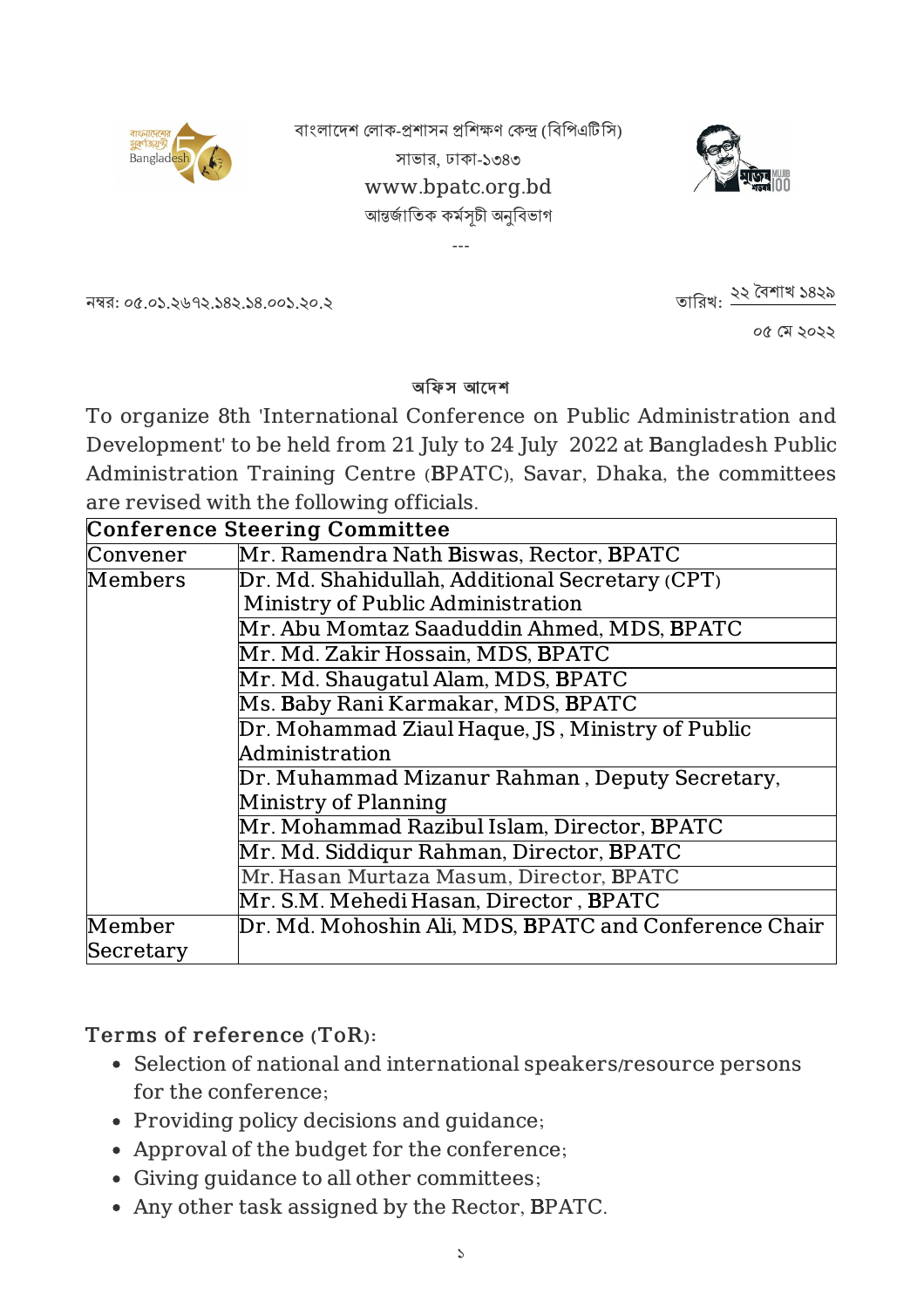বাংলাদেশ লোক-প্রশাসন প্রশিক্ষণ কেন্দ্র (বিপিএটিসি)

সাভার, ঢাকা-১৩৪৩

www.bpatc.org.bd

আন্তর্জাতিক কর্মসূচী অনুবিভাগ

---

নম্বর: ০৫.০১.২৬৭২.১৪২.১৪.০০১.২০.২

তারিখ: ২২ বৈশাখ ১৪২৯
০৫ মে ২০২২

**অফিস আদেশ**

To organize 8th 'International Conference on Public Administration and Development' to be held from 21 July to 24 July 2022 at Bangladesh Public Administration Training Centre (BPATC), Savar, Dhaka, the committees are revised with the following officials.

| Conference Steering Committee | |
|---|---|
| Convener | Mr. Ramendra Nath Biswas, Rector, BPATC |
| Members | Dr. Md. Shahidullah, Additional Secretary (CPT) Ministry of Public Administration |
| | Mr. Abu Momtaz Saaduddin Ahmed, MDS, BPATC |
| | Mr. Md. Zakir Hossain, MDS, BPATC |
| | Mr. Md. Shaugatul Alam, MDS, BPATC |
| | Ms. Baby Rani Karmakar, MDS, BPATC |
| | Dr. Mohammad Ziaul Haque, JS , Ministry of Public Administration |
| | Dr. Muhammad Mizanur Rahman , Deputy Secretary, Ministry of Planning |
| | Mr. Mohammad Razibul Islam, Director, BPATC |
| | Mr. Md. Siddiqur Rahman, Director, BPATC |
| | Mr. Hasan Murtaza Masum, Director, BPATC |
| | Mr. S.M. Mehedi Hasan, Director , BPATC |
| Member Secretary | Dr. Md. Mohoshin Ali, MDS, BPATC and Conference Chair |

### Terms of reference (ToR):

- Selection of national and international speakers/resource persons for the conference;
- Providing policy decisions and guidance;
- Approval of the budget for the conference;
- Giving guidance to all other committees;
- Any other task assigned by the Rector, BPATC.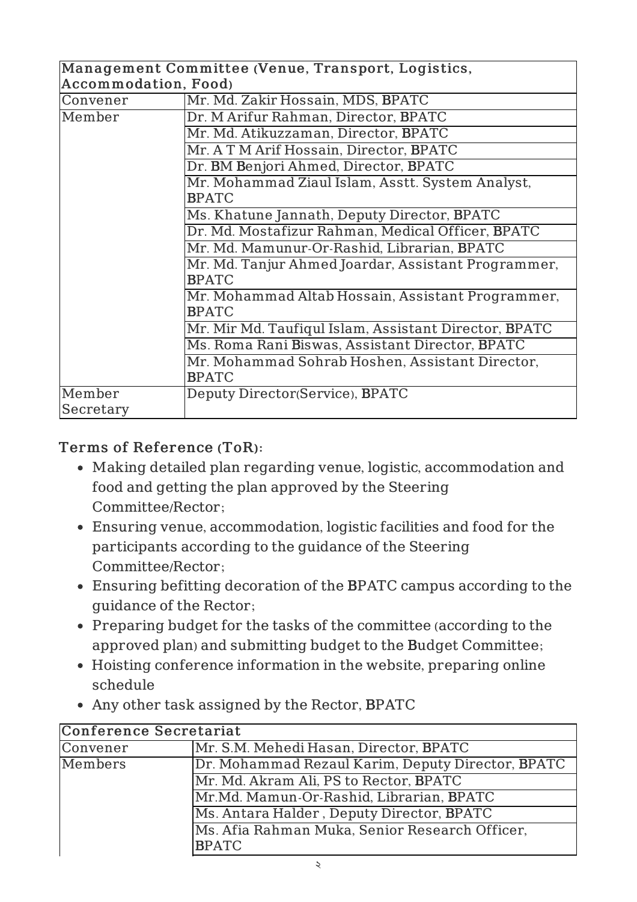| Management Committee (Venue, Transport, Logistics, Accommodation, Food) | |
|---|---|
| Convener | Mr. Md. Zakir Hossain, MDS, BPATC |
| Member | Dr. M Arifur Rahman, Director, BPATC |
| | Mr. Md. Atikuzzaman, Director, BPATC |
| | Mr. A T M Arif Hossain, Director, BPATC |
| | Dr. BM Benjori Ahmed, Director, BPATC |
| | Mr. Mohammad Ziaul Islam, Asstt. System Analyst, BPATC |
| | Ms. Khatune Jannath, Deputy Director, BPATC |
| | Dr. Md. Mostafizur Rahman, Medical Officer, BPATC |
| | Mr. Md. Mamunur-Or-Rashid, Librarian, BPATC |
| | Mr. Md. Tanjur Ahmed Joardar, Assistant Programmer, BPATC |
| | Mr. Mohammad Altab Hossain, Assistant Programmer, BPATC |
| | Mr. Mir Md. Taufiqul Islam, Assistant Director, BPATC |
| | Ms. Roma Rani Biswas, Assistant Director, BPATC |
| | Mr. Mohammad Sohrab Hoshen, Assistant Director, BPATC |
| Member Secretary | Deputy Director(Service), BPATC |

### Terms of Reference (ToR):

- Making detailed plan regarding venue, logistic, accommodation and food and getting the plan approved by the Steering Committee/Rector;
- Ensuring venue, accommodation, logistic facilities and food for the participants according to the guidance of the Steering Committee/Rector;
- Ensuring befitting decoration of the BPATC campus according to the guidance of the Rector;
- Preparing budget for the tasks of the committee (according to the approved plan) and submitting budget to the Budget Committee;
- Hoisting conference information in the website, preparing online schedule
- Any other task assigned by the Rector, BPATC

| Conference Secretariat | |
|---|---|
| Convener | Mr. S.M. Mehedi Hasan, Director, BPATC |
| Members | Dr. Mohammad Rezaul Karim, Deputy Director, BPATC |
| | Mr. Md. Akram Ali, PS to Rector, BPATC |
| | Mr.Md. Mamun-Or-Rashid, Librarian, BPATC |
| | Ms. Antara Halder , Deputy Director, BPATC |
| | Ms. Afia Rahman Muka, Senior Research Officer, BPATC |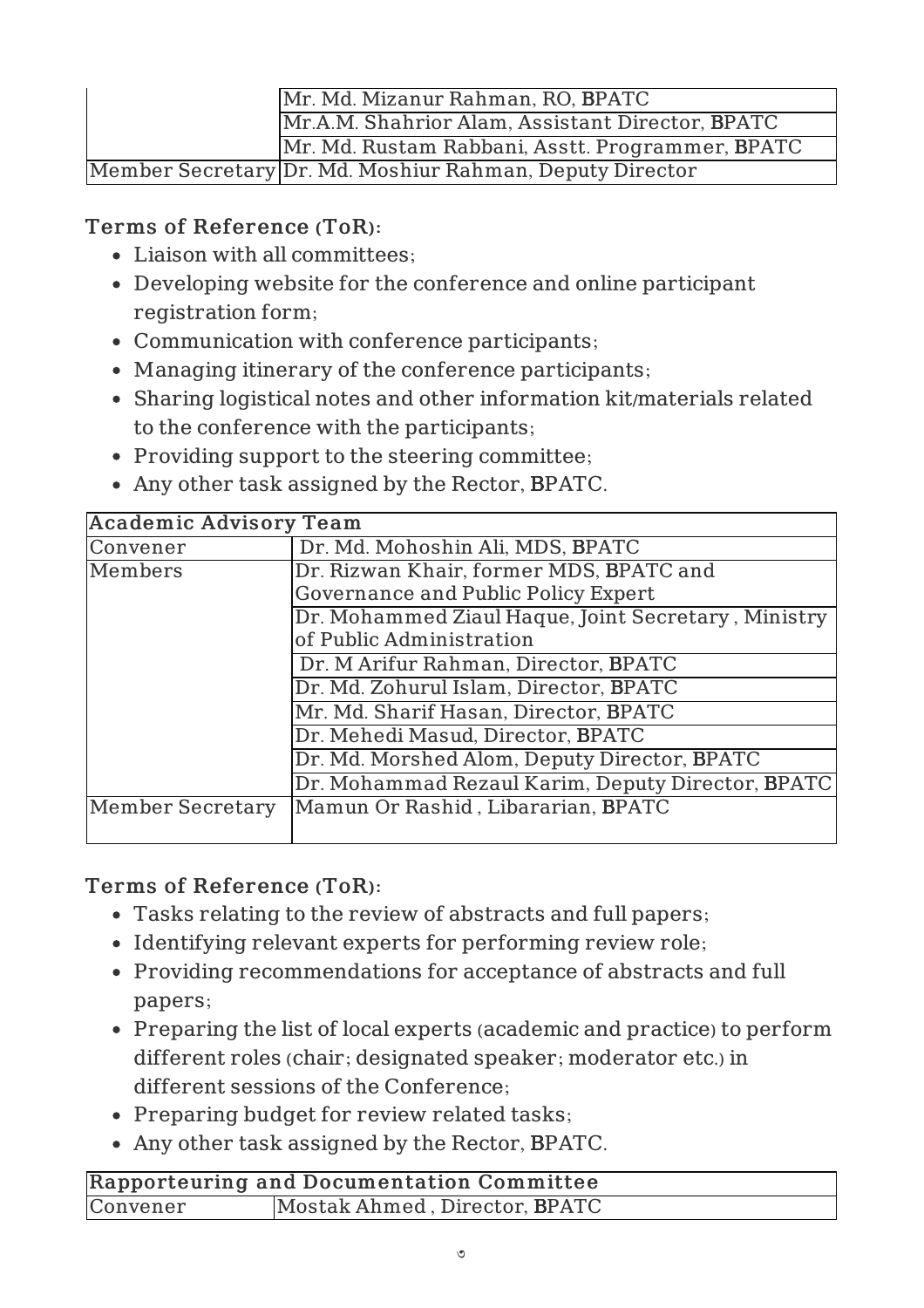| | |
|---|---|
| | Mr. Md. Mizanur Rahman, RO, BPATC |
| | Mr.A.M. Shahrior Alam, Assistant Director, BPATC |
| | Mr. Md. Rustam Rabbani, Asstt. Programmer, BPATC |
| Member Secretary | Dr. Md. Moshiur Rahman, Deputy Director |

**Terms of Reference (ToR):**

- Liaison with all committees;
- Developing website for the conference and online participant registration form;
- Communication with conference participants;
- Managing itinerary of the conference participants;
- Sharing logistical notes and other information kit/materials related to the conference with the participants;
- Providing support to the steering committee;
- Any other task assigned by the Rector, BPATC.

| **Academic Advisory Team** | |
|---|---|
| Convener | Dr. Md. Mohoshin Ali, MDS, BPATC |
| Members | Dr. Rizwan Khair, former MDS, BPATC and Governance and Public Policy Expert |
| | Dr. Mohammed Ziaul Haque, Joint Secretary , Ministry of Public Administration |
| | Dr. M Arifur Rahman, Director, BPATC |
| | Dr. Md. Zohurul Islam, Director, BPATC |
| | Mr. Md. Sharif Hasan, Director, BPATC |
| | Dr. Mehedi Masud, Director, BPATC |
| | Dr. Md. Morshed Alom, Deputy Director, BPATC |
| | Dr. Mohammad Rezaul Karim, Deputy Director, BPATC |
| Member Secretary | Mamun Or Rashid , Libararian, BPATC |

**Terms of Reference (ToR):**

- Tasks relating to the review of abstracts and full papers;
- Identifying relevant experts for performing review role;
- Providing recommendations for acceptance of abstracts and full papers;
- Preparing the list of local experts (academic and practice) to perform different roles (chair; designated speaker; moderator etc.) in different sessions of the Conference;
- Preparing budget for review related tasks;
- Any other task assigned by the Rector, BPATC.

| **Rapporteuring and Documentation Committee** | |
|---|---|
| Convener | Mostak Ahmed , Director, BPATC |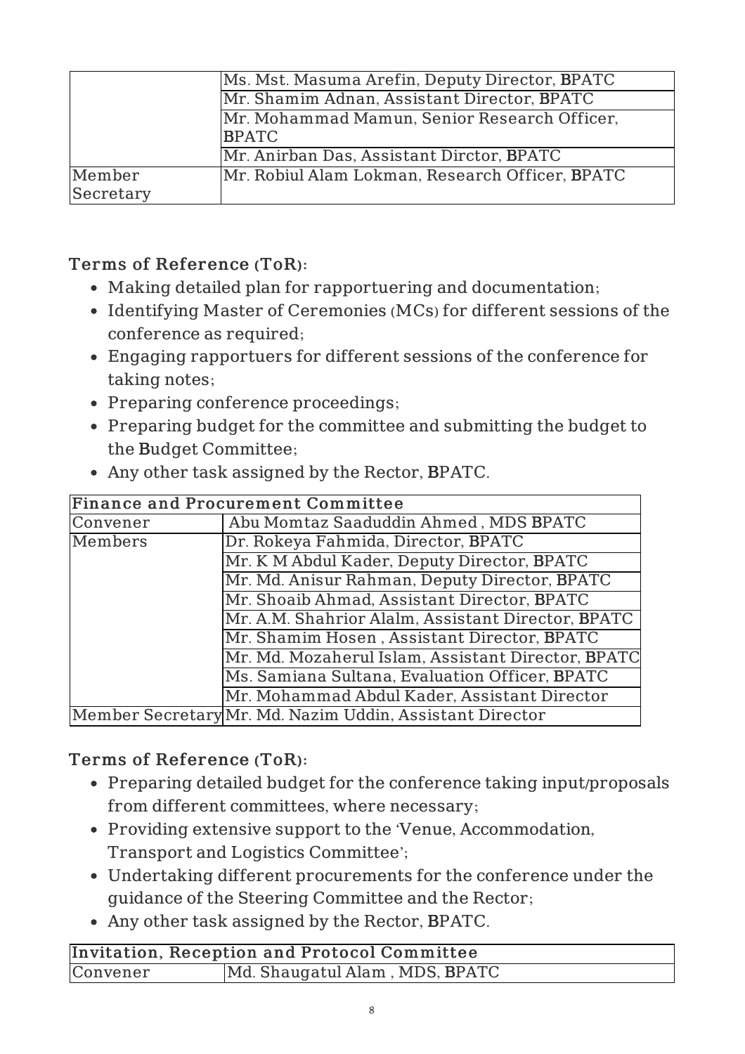| | |
|---|---|
| | Ms. Mst. Masuma Arefin, Deputy Director, BPATC |
| | Mr. Shamim Adnan, Assistant Director, BPATC |
| | Mr. Mohammad Mamun, Senior Research Officer, BPATC |
| | Mr. Anirban Das, Assistant Dirctor, BPATC |
| Member Secretary | Mr. Robiul Alam Lokman, Research Officer, BPATC |

### Terms of Reference (ToR):

- Making detailed plan for rapportuering and documentation;
- Identifying Master of Ceremonies (MCs) for different sessions of the conference as required;
- Engaging rapportuers for different sessions of the conference for taking notes;
- Preparing conference proceedings;
- Preparing budget for the committee and submitting the budget to the Budget Committee;
- Any other task assigned by the Rector, BPATC.

| Finance and Procurement Committee | |
|---|---|
| Convener | Abu Momtaz Saaduddin Ahmed , MDS BPATC |
| Members | Dr. Rokeya Fahmida, Director, BPATC |
| | Mr. K M Abdul Kader, Deputy Director, BPATC |
| | Mr. Md. Anisur Rahman, Deputy Director, BPATC |
| | Mr. Shoaib Ahmad, Assistant Director, BPATC |
| | Mr. A.M. Shahrior Alalm, Assistant Director, BPATC |
| | Mr. Shamim Hosen , Assistant Director, BPATC |
| | Mr. Md. Mozaherul Islam, Assistant Director, BPATC |
| | Ms. Samiana Sultana, Evaluation Officer, BPATC |
| | Mr. Mohammad Abdul Kader, Assistant Director |
| Member Secretary | Mr. Md. Nazim Uddin, Assistant Director |

### Terms of Reference (ToR):

- Preparing detailed budget for the conference taking input/proposals from different committees, where necessary;
- Providing extensive support to the 'Venue, Accommodation, Transport and Logistics Committee';
- Undertaking different procurements for the conference under the guidance of the Steering Committee and the Rector;
- Any other task assigned by the Rector, BPATC.

| Invitation, Reception and Protocol Committee | |
|---|---|
| Convener | Md. Shaugatul Alam , MDS, BPATC |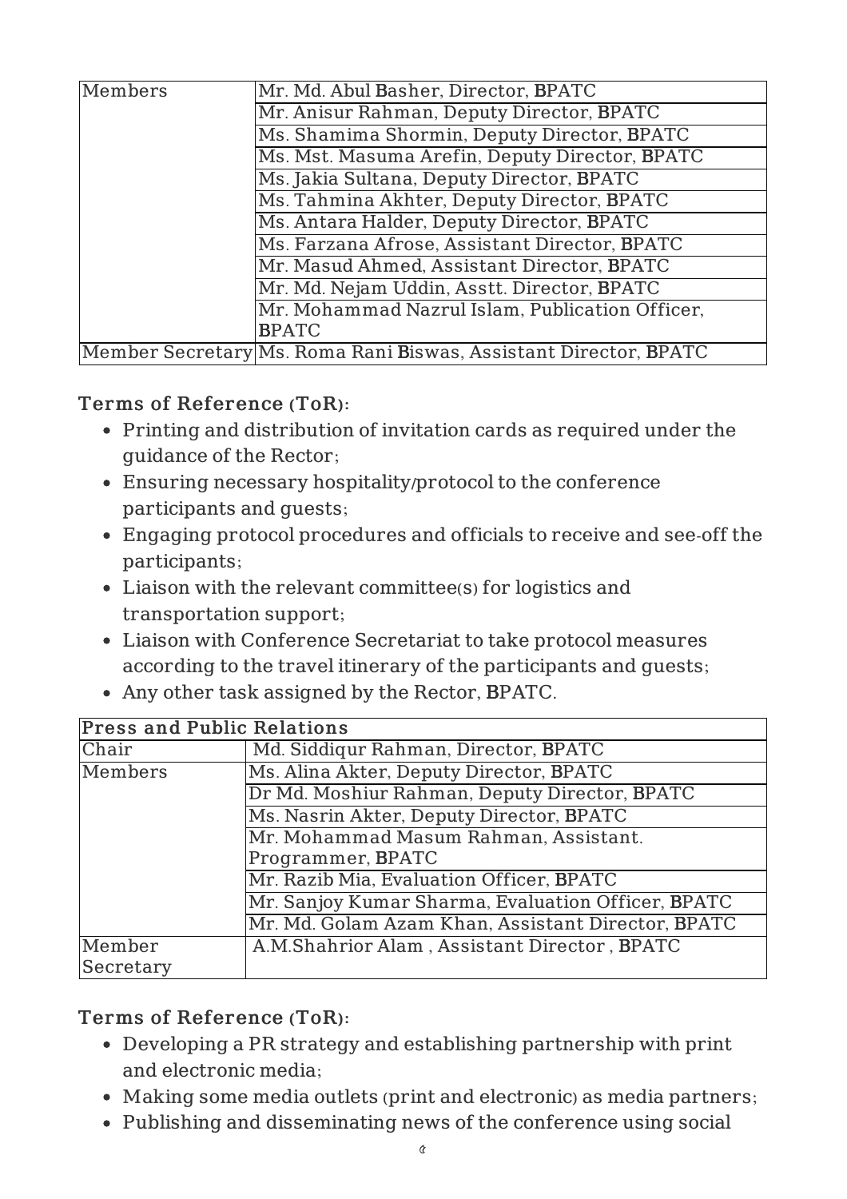| Members | Mr. Md. Abul Basher, Director, BPATC |
|---|---|
| | Mr. Anisur Rahman, Deputy Director, BPATC |
| | Ms. Shamima Shormin, Deputy Director, BPATC |
| | Ms. Mst. Masuma Arefin, Deputy Director, BPATC |
| | Ms. Jakia Sultana, Deputy Director, BPATC |
| | Ms. Tahmina Akhter, Deputy Director, BPATC |
| | Ms. Antara Halder, Deputy Director, BPATC |
| | Ms. Farzana Afrose, Assistant Director, BPATC |
| | Mr. Masud Ahmed, Assistant Director, BPATC |
| | Mr. Md. Nejam Uddin, Asstt. Director, BPATC |
| | Mr. Mohammad Nazrul Islam, Publication Officer, BPATC |
| Member Secretary | Ms. Roma Rani Biswas, Assistant Director, BPATC |

### Terms of Reference (ToR):

- Printing and distribution of invitation cards as required under the guidance of the Rector;
- Ensuring necessary hospitality/protocol to the conference participants and guests;
- Engaging protocol procedures and officials to receive and see-off the participants;
- Liaison with the relevant committee(s) for logistics and transportation support;
- Liaison with Conference Secretariat to take protocol measures according to the travel itinerary of the participants and guests;
- Any other task assigned by the Rector, BPATC.

| Press and Public Relations | |
|---|---|
| Chair | Md. Siddiqur Rahman, Director, BPATC |
| Members | Ms. Alina Akter, Deputy Director, BPATC |
| | Dr Md. Moshiur Rahman, Deputy Director, BPATC |
| | Ms. Nasrin Akter, Deputy Director, BPATC |
| | Mr. Mohammad Masum Rahman, Assistant. Programmer, BPATC |
| | Mr. Razib Mia, Evaluation Officer, BPATC |
| | Mr. Sanjoy Kumar Sharma, Evaluation Officer, BPATC |
| | Mr. Md. Golam Azam Khan, Assistant Director, BPATC |
| Member Secretary | A.M.Shahrior Alam , Assistant Director , BPATC |

### Terms of Reference (ToR):

- Developing a PR strategy and establishing partnership with print and electronic media;
- Making some media outlets (print and electronic) as media partners;
- Publishing and disseminating news of the conference using social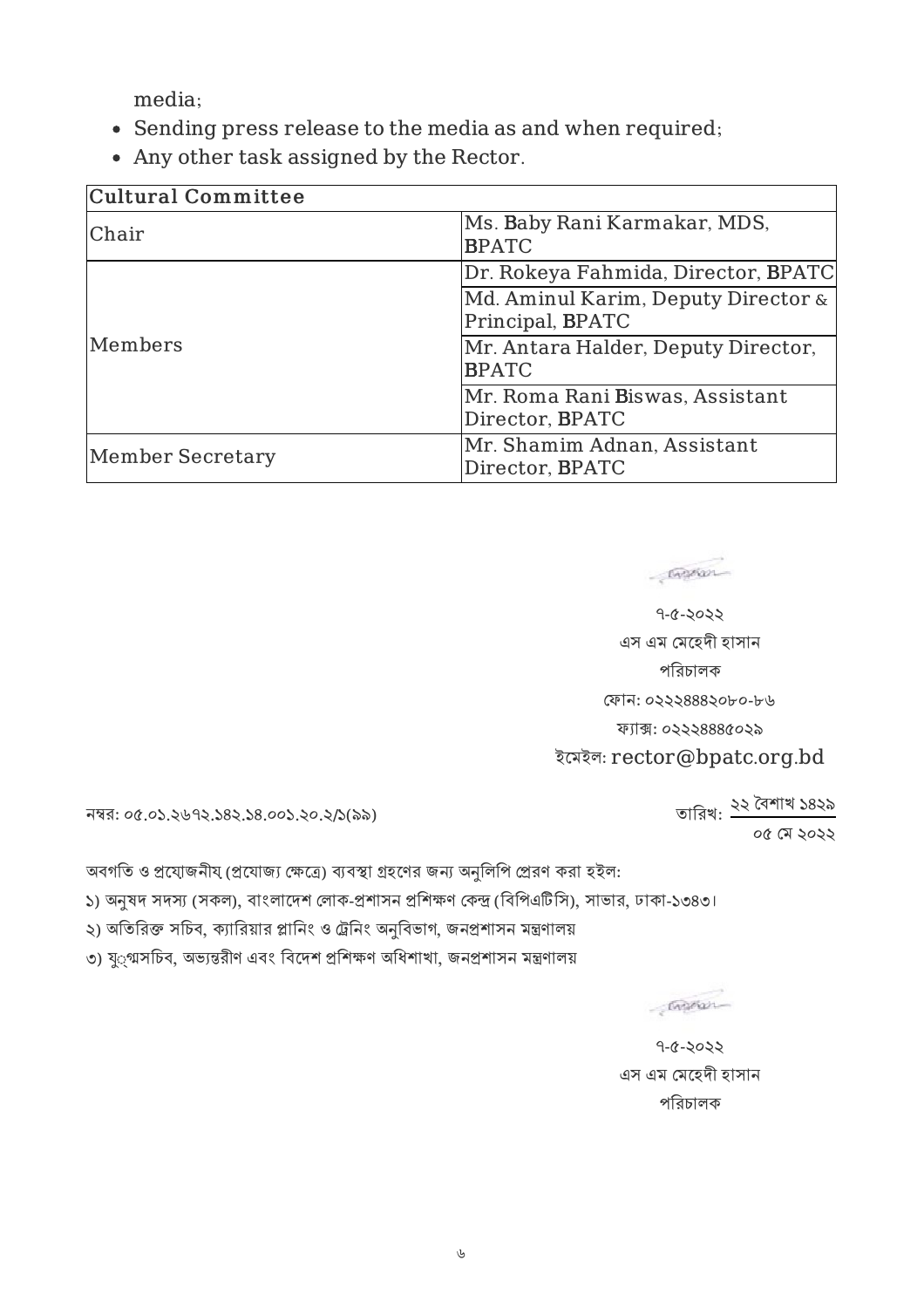media;

- Sending press release to the media as and when required;
- Any other task assigned by the Rector.

| Cultural Committee | |
|---|---|
| Chair | Ms. Baby Rani Karmakar, MDS, BPATC |
| Members | Dr. Rokeya Fahmida, Director, BPATC |
| | Md. Aminul Karim, Deputy Director & Principal, BPATC |
| | Mr. Antara Halder, Deputy Director, BPATC |
| | Mr. Roma Rani Biswas, Assistant Director, BPATC |
| Member Secretary | Mr. Shamim Adnan, Assistant Director, BPATC |

৭-৫-২০২২
এস এম মেহেদী হাসান
পরিচালক
ফোন: ০২২২৪৪৪২০৮০-৮৬
ফ্যাক্স: ০২২২৪৪৪৫০২৯
ইমেইল: rector@bpatc.org.bd

নম্বর: ০৫.০১.২৬৭২.১৪২.১৪.০০১.২০.২/১(৯৯)

তারিখ: ২২ বৈশাখ ১৪২৯
০৫ মে ২০২২

অবগতি ও প্রয়োজনীয় (প্রযোজ্য ক্ষেত্রে) ব্যবস্থা গ্রহণের জন্য অনুলিপি প্রেরণ করা হইল:

১) অনুষদ সদস্য (সকল), বাংলাদেশ লোক-প্রশাসন প্রশিক্ষণ কেন্দ্র (বিপিএটিসি), সাভার, ঢাকা-১৩৪৩।
২) অতিরিক্ত সচিব, ক্যারিয়ার প্লানিং ও ট্রেনিং অনুবিভাগ, জনপ্রশাসন মন্ত্রণালয়
৩) যুগ্মসচিব, অভ্যন্তরীণ এবং বিদেশ প্রশিক্ষণ অধিশাখা, জনপ্রশাসন মন্ত্রণালয়

৭-৫-২০২২
এস এম মেহেদী হাসান
পরিচালক